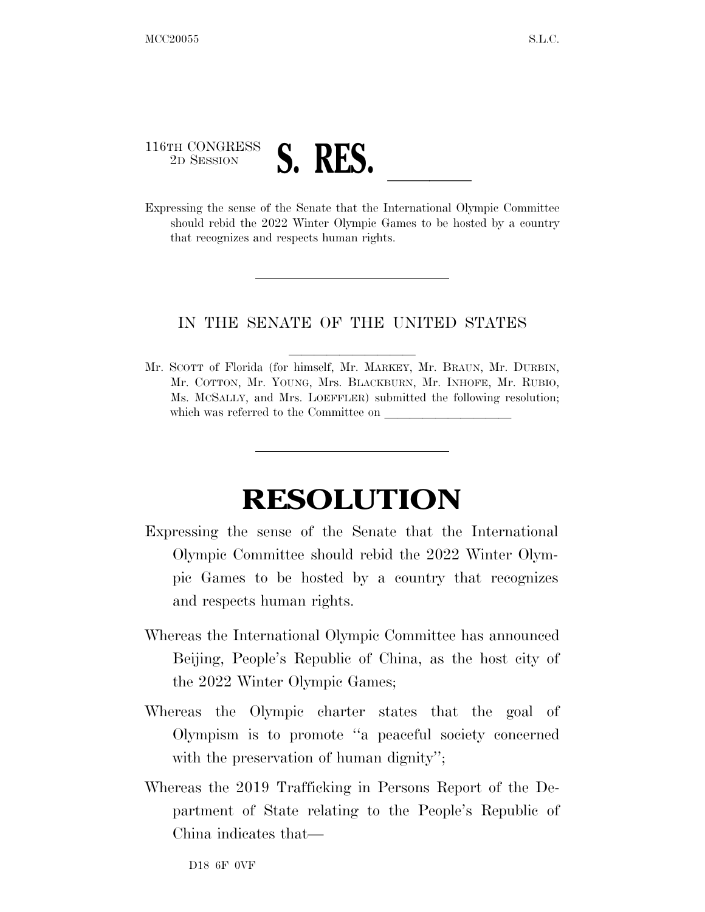116TH CONGRESS
2D SESSION

# S. RES. \_\_\_\_\_\_

Expressing the sense of the Senate that the International Olympic Committee should rebid the 2022 Winter Olympic Games to be hosted by a country that recognizes and respects human rights.

---

IN THE SENATE OF THE UNITED STATES

Mr. SCOTT of Florida (for himself, Mr. MARKEY, Mr. BRAUN, Mr. DURBIN, Mr. COTTON, Mr. YOUNG, Mrs. BLACKBURN, Mr. INHOFE, Mr. RUBIO, Ms. MCSALLY, and Mrs. LOEFFLER) submitted the following resolution; which was referred to the Committee on \_\_\_\_\_\_\_\_\_\_\_\_\_\_\_\_\_\_\_\_

---

# RESOLUTION

Expressing the sense of the Senate that the International Olympic Committee should rebid the 2022 Winter Olympic Games to be hosted by a country that recognizes and respects human rights.

Whereas the International Olympic Committee has announced Beijing, People's Republic of China, as the host city of the 2022 Winter Olympic Games;

Whereas the Olympic charter states that the goal of Olympism is to promote "a peaceful society concerned with the preservation of human dignity";

Whereas the 2019 Trafficking in Persons Report of the Department of State relating to the People's Republic of China indicates that—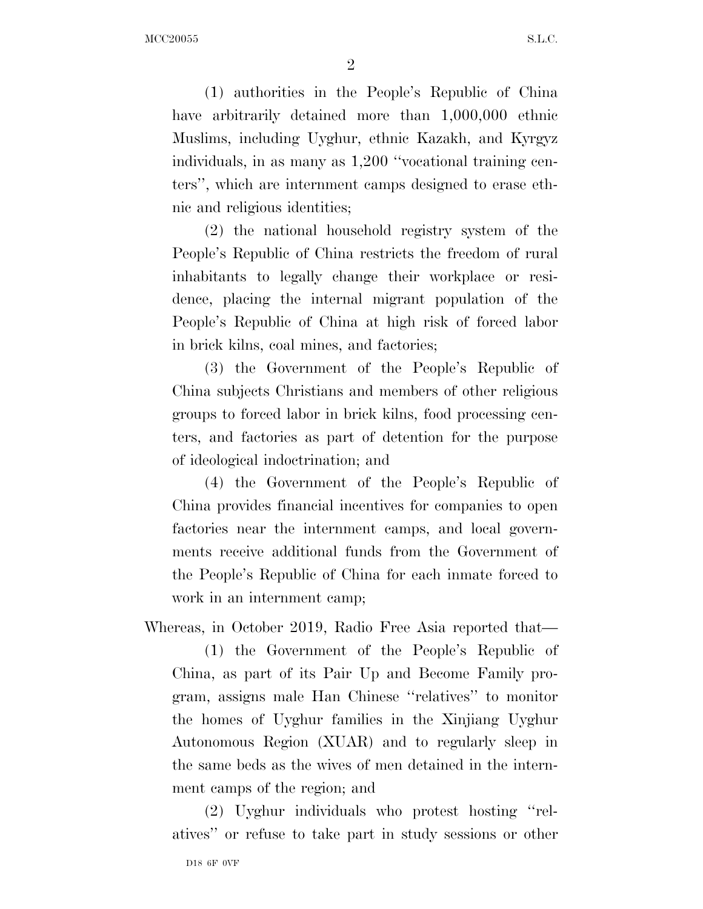(1) authorities in the People's Republic of China have arbitrarily detained more than 1,000,000 ethnic Muslims, including Uyghur, ethnic Kazakh, and Kyrgyz individuals, in as many as 1,200 ''vocational training centers'', which are internment camps designed to erase ethnic and religious identities;

(2) the national household registry system of the People's Republic of China restricts the freedom of rural inhabitants to legally change their workplace or residence, placing the internal migrant population of the People's Republic of China at high risk of forced labor in brick kilns, coal mines, and factories;

(3) the Government of the People's Republic of China subjects Christians and members of other religious groups to forced labor in brick kilns, food processing centers, and factories as part of detention for the purpose of ideological indoctrination; and

(4) the Government of the People's Republic of China provides financial incentives for companies to open factories near the internment camps, and local governments receive additional funds from the Government of the People's Republic of China for each inmate forced to work in an internment camp;

Whereas, in October 2019, Radio Free Asia reported that—

(1) the Government of the People's Republic of China, as part of its Pair Up and Become Family program, assigns male Han Chinese ''relatives'' to monitor the homes of Uyghur families in the Xinjiang Uyghur Autonomous Region (XUAR) and to regularly sleep in the same beds as the wives of men detained in the internment camps of the region; and

(2) Uyghur individuals who protest hosting ''relatives'' or refuse to take part in study sessions or other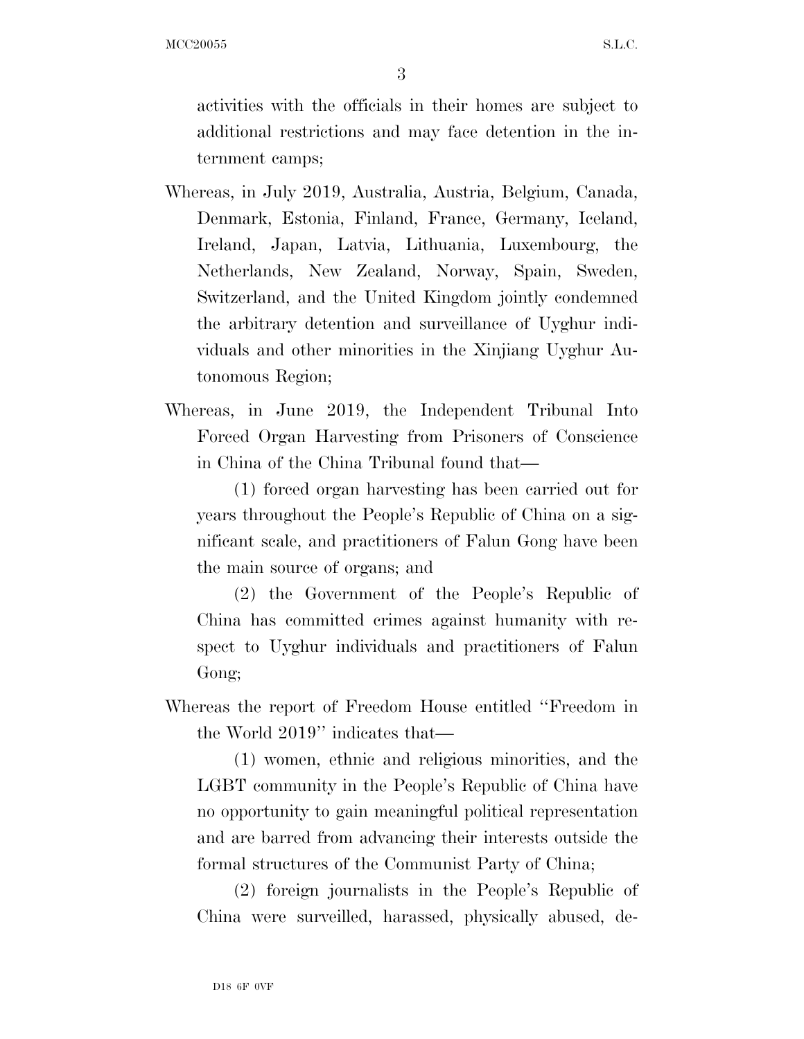activities with the officials in their homes are subject to additional restrictions and may face detention in the internment camps;

Whereas, in July 2019, Australia, Austria, Belgium, Canada, Denmark, Estonia, Finland, France, Germany, Iceland, Ireland, Japan, Latvia, Lithuania, Luxembourg, the Netherlands, New Zealand, Norway, Spain, Sweden, Switzerland, and the United Kingdom jointly condemned the arbitrary detention and surveillance of Uyghur individuals and other minorities in the Xinjiang Uyghur Autonomous Region;

Whereas, in June 2019, the Independent Tribunal Into Forced Organ Harvesting from Prisoners of Conscience in China of the China Tribunal found that—

(1) forced organ harvesting has been carried out for years throughout the People's Republic of China on a significant scale, and practitioners of Falun Gong have been the main source of organs; and

(2) the Government of the People's Republic of China has committed crimes against humanity with respect to Uyghur individuals and practitioners of Falun Gong;

Whereas the report of Freedom House entitled ''Freedom in the World 2019'' indicates that—

(1) women, ethnic and religious minorities, and the LGBT community in the People's Republic of China have no opportunity to gain meaningful political representation and are barred from advancing their interests outside the formal structures of the Communist Party of China;

(2) foreign journalists in the People's Republic of China were surveilled, harassed, physically abused, de-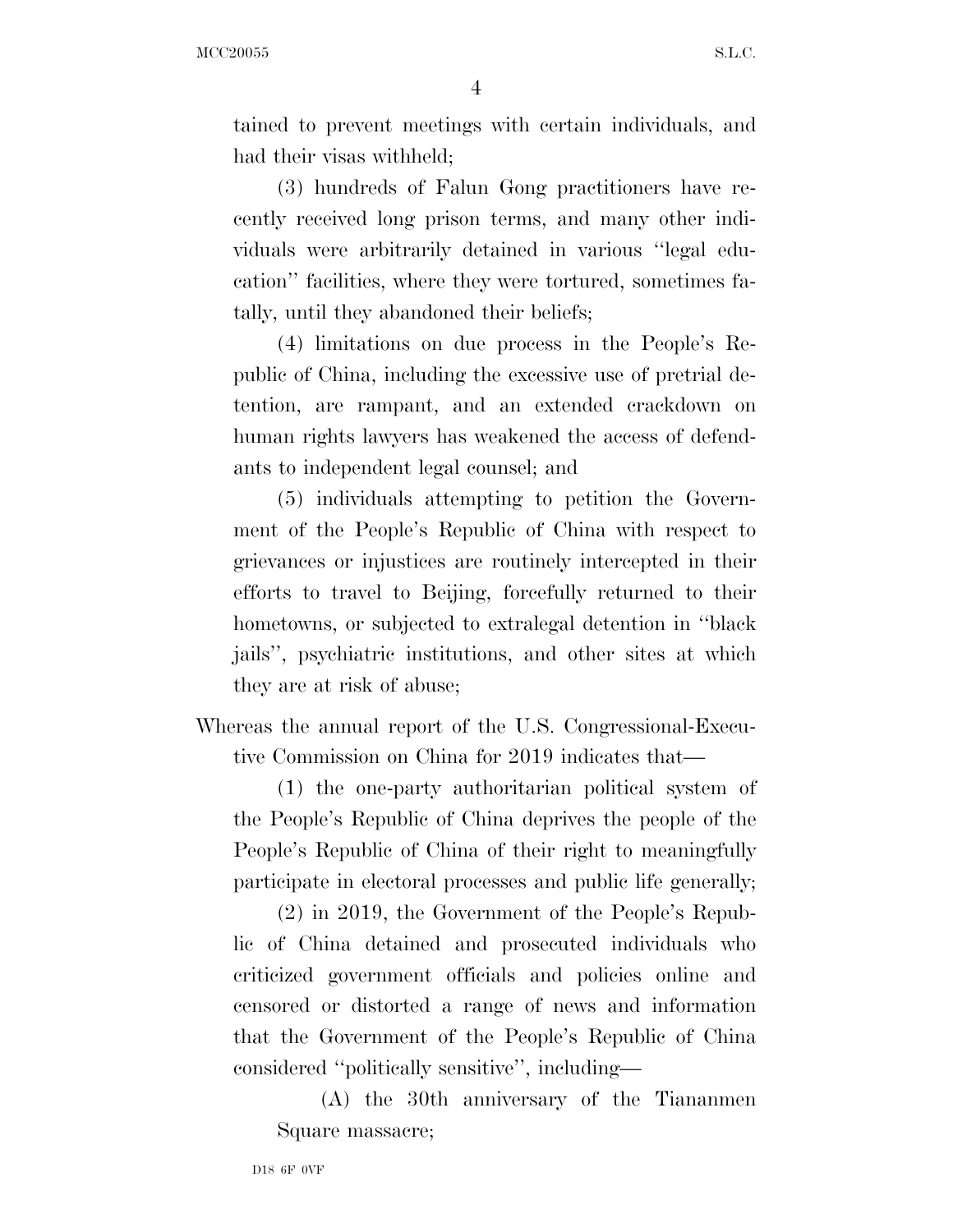tained to prevent meetings with certain individuals, and had their visas withheld;

(3) hundreds of Falun Gong practitioners have recently received long prison terms, and many other individuals were arbitrarily detained in various ''legal education'' facilities, where they were tortured, sometimes fatally, until they abandoned their beliefs;

(4) limitations on due process in the People's Republic of China, including the excessive use of pretrial detention, are rampant, and an extended crackdown on human rights lawyers has weakened the access of defendants to independent legal counsel; and

(5) individuals attempting to petition the Government of the People's Republic of China with respect to grievances or injustices are routinely intercepted in their efforts to travel to Beijing, forcefully returned to their hometowns, or subjected to extralegal detention in ''black jails'', psychiatric institutions, and other sites at which they are at risk of abuse;

Whereas the annual report of the U.S. Congressional-Executive Commission on China for 2019 indicates that—

(1) the one-party authoritarian political system of the People's Republic of China deprives the people of the People's Republic of China of their right to meaningfully participate in electoral processes and public life generally;

(2) in 2019, the Government of the People's Republic of China detained and prosecuted individuals who criticized government officials and policies online and censored or distorted a range of news and information that the Government of the People's Republic of China considered ''politically sensitive'', including—

(A) the 30th anniversary of the Tiananmen Square massacre;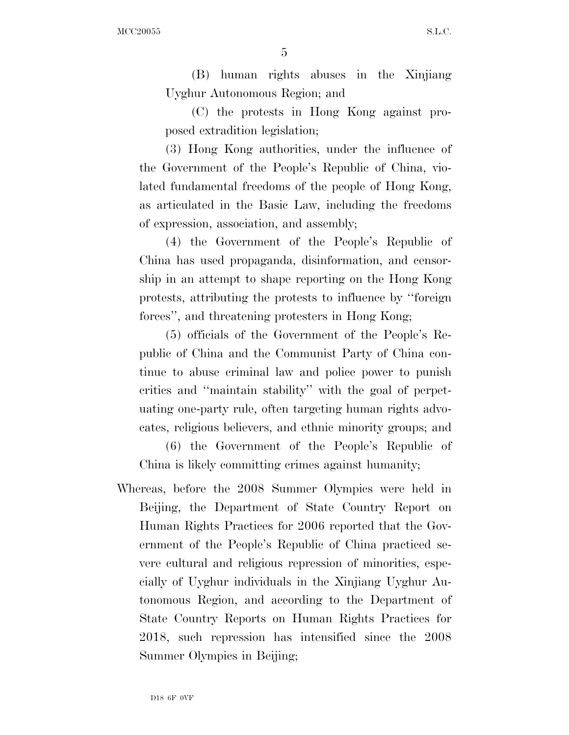(B) human rights abuses in the Xinjiang Uyghur Autonomous Region; and

(C) the protests in Hong Kong against proposed extradition legislation;

(3) Hong Kong authorities, under the influence of the Government of the People's Republic of China, violated fundamental freedoms of the people of Hong Kong, as articulated in the Basic Law, including the freedoms of expression, association, and assembly;

(4) the Government of the People's Republic of China has used propaganda, disinformation, and censorship in an attempt to shape reporting on the Hong Kong protests, attributing the protests to influence by "foreign forces", and threatening protesters in Hong Kong;

(5) officials of the Government of the People's Republic of China and the Communist Party of China continue to abuse criminal law and police power to punish critics and "maintain stability" with the goal of perpetuating one-party rule, often targeting human rights advocates, religious believers, and ethnic minority groups; and

(6) the Government of the People's Republic of China is likely committing crimes against humanity;

Whereas, before the 2008 Summer Olympics were held in Beijing, the Department of State Country Report on Human Rights Practices for 2006 reported that the Government of the People's Republic of China practiced severe cultural and religious repression of minorities, especially of Uyghur individuals in the Xinjiang Uyghur Autonomous Region, and according to the Department of State Country Reports on Human Rights Practices for 2018, such repression has intensified since the 2008 Summer Olympics in Beijing;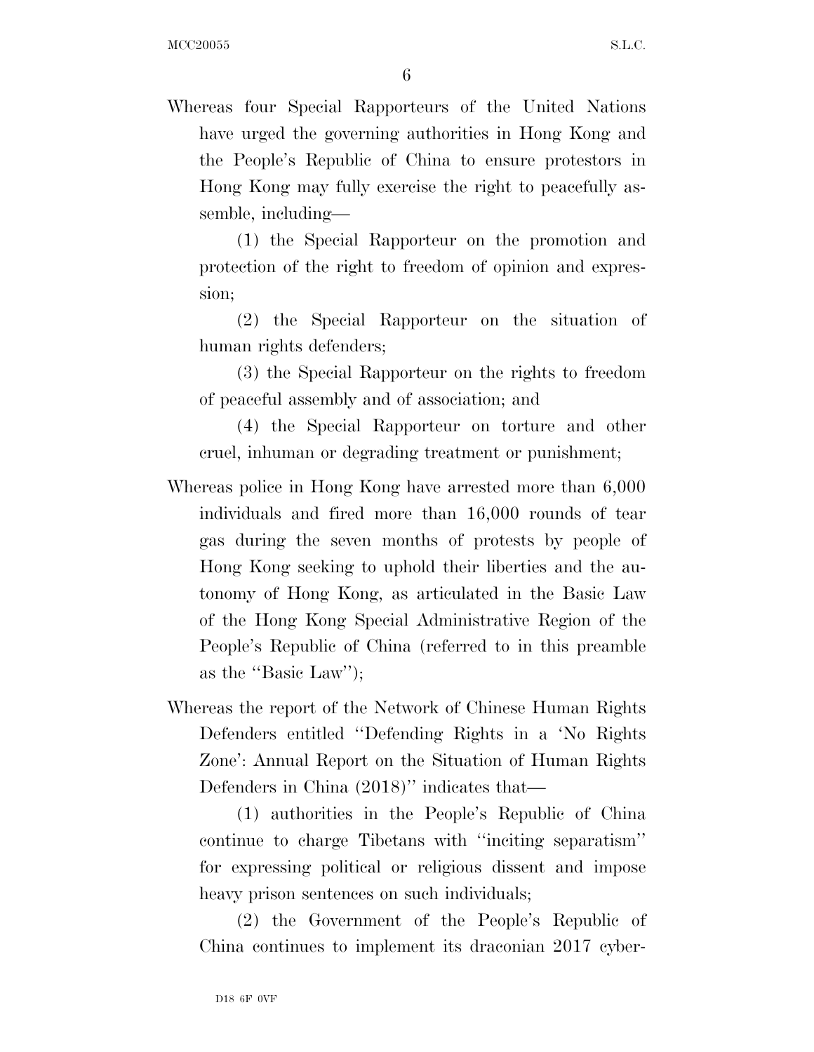Whereas four Special Rapporteurs of the United Nations have urged the governing authorities in Hong Kong and the People's Republic of China to ensure protestors in Hong Kong may fully exercise the right to peacefully assemble, including—

(1) the Special Rapporteur on the promotion and protection of the right to freedom of opinion and expression;

(2) the Special Rapporteur on the situation of human rights defenders;

(3) the Special Rapporteur on the rights to freedom of peaceful assembly and of association; and

(4) the Special Rapporteur on torture and other cruel, inhuman or degrading treatment or punishment;

Whereas police in Hong Kong have arrested more than 6,000 individuals and fired more than 16,000 rounds of tear gas during the seven months of protests by people of Hong Kong seeking to uphold their liberties and the autonomy of Hong Kong, as articulated in the Basic Law of the Hong Kong Special Administrative Region of the People's Republic of China (referred to in this preamble as the ''Basic Law'');

Whereas the report of the Network of Chinese Human Rights Defenders entitled ''Defending Rights in a 'No Rights Zone': Annual Report on the Situation of Human Rights Defenders in China (2018)'' indicates that—

(1) authorities in the People's Republic of China continue to charge Tibetans with ''inciting separatism'' for expressing political or religious dissent and impose heavy prison sentences on such individuals;

(2) the Government of the People's Republic of China continues to implement its draconian 2017 cyber-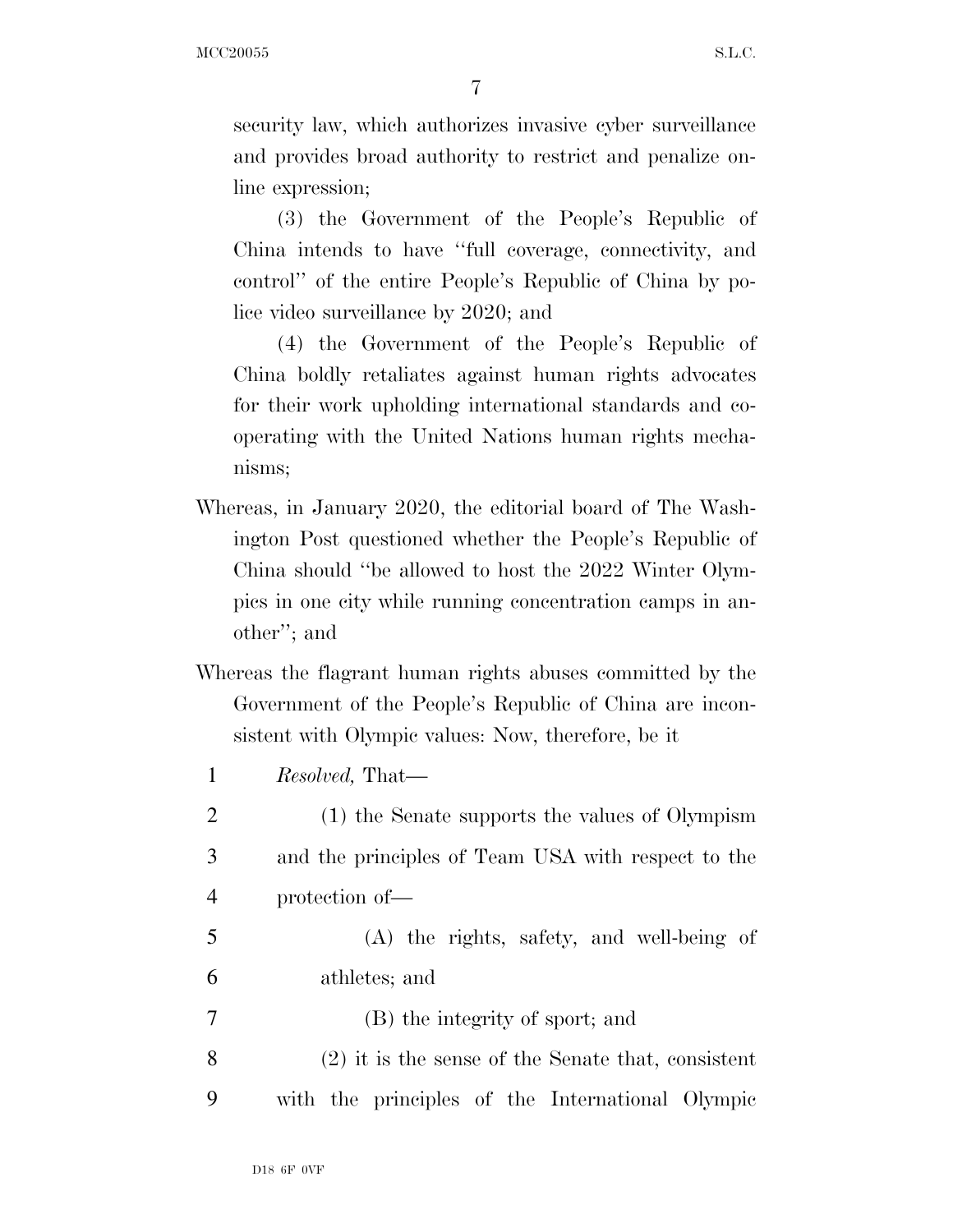security law, which authorizes invasive cyber surveillance and provides broad authority to restrict and penalize online expression;

(3) the Government of the People's Republic of China intends to have ''full coverage, connectivity, and control'' of the entire People's Republic of China by police video surveillance by 2020; and

(4) the Government of the People's Republic of China boldly retaliates against human rights advocates for their work upholding international standards and cooperating with the United Nations human rights mechanisms;

Whereas, in January 2020, the editorial board of The Washington Post questioned whether the People's Republic of China should ''be allowed to host the 2022 Winter Olympics in one city while running concentration camps in another''; and

Whereas the flagrant human rights abuses committed by the Government of the People's Republic of China are inconsistent with Olympic values: Now, therefore, be it

*Resolved,* That—

(1) the Senate supports the values of Olympism and the principles of Team USA with respect to the protection of—

(A) the rights, safety, and well-being of athletes; and

(B) the integrity of sport; and

(2) it is the sense of the Senate that, consistent with the principles of the International Olympic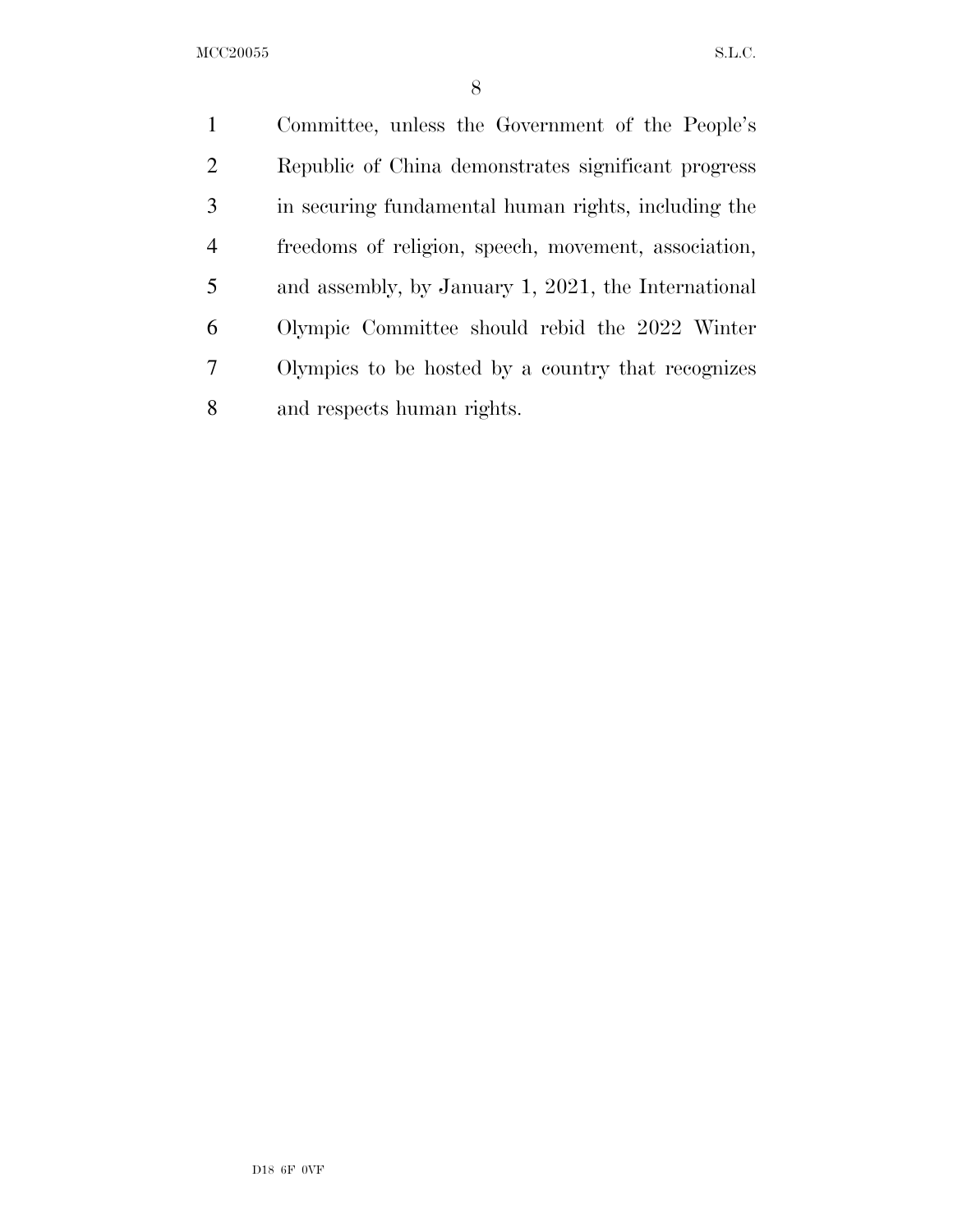Committee, unless the Government of the People's Republic of China demonstrates significant progress in securing fundamental human rights, including the freedoms of religion, speech, movement, association, and assembly, by January 1, 2021, the International Olympic Committee should rebid the 2022 Winter Olympics to be hosted by a country that recognizes and respects human rights.